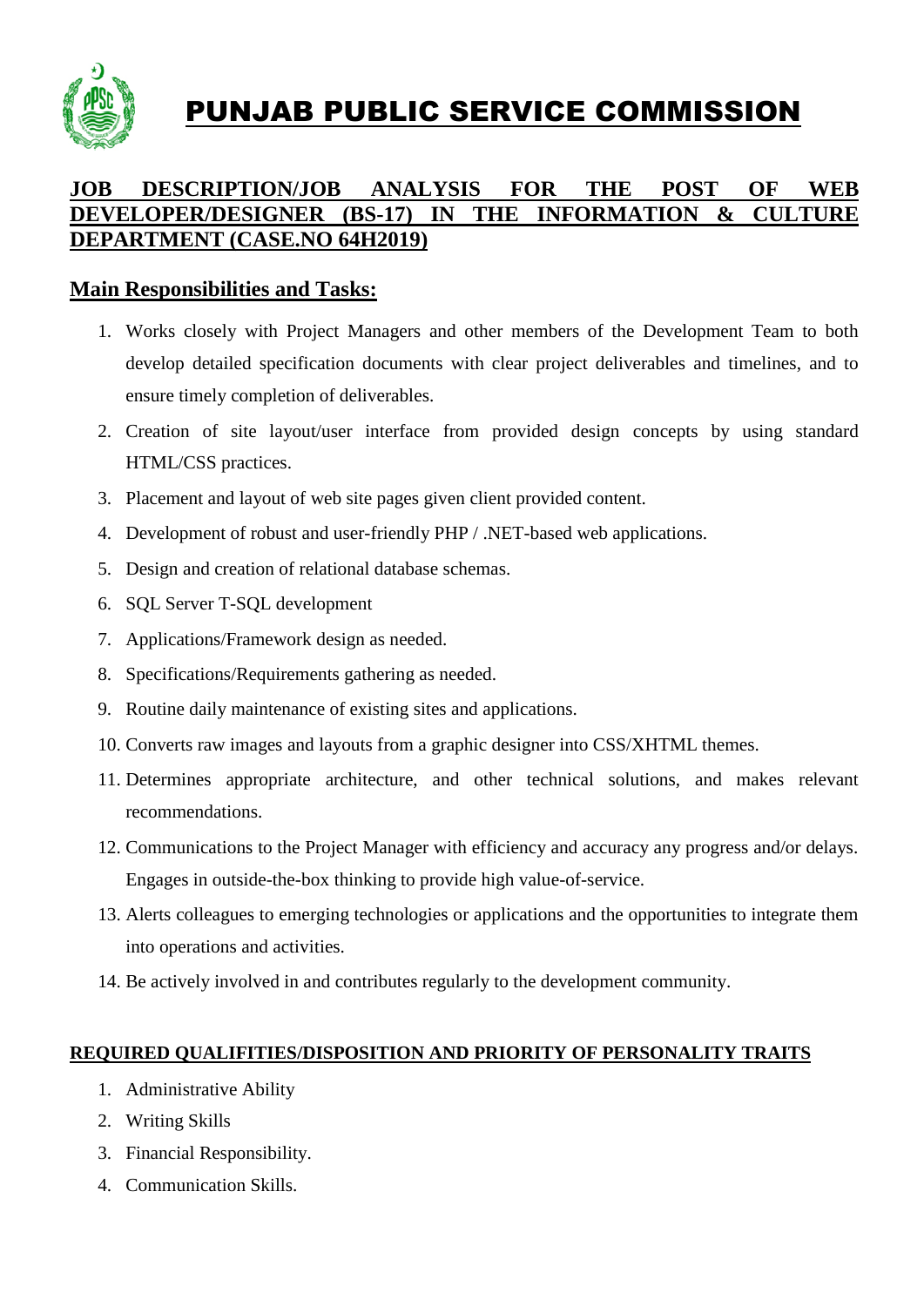# PUNJAB PUBLIC SERVICE COMMISSION

## JOB DESCRIPTION/JOB ANALYSIS FOR THE POST OF WEB DEVELOPER/DESIGNER (BS-17) IN THE INFORMATION & CULTURE DEPARTMENT (CASE.NO 64H2019)

### Main Responsibilities and Tasks:

1. Works closely with Project Managers and other members of the Development Team to both develop detailed specification documents with clear project deliverables and timelines, and to ensure timely completion of deliverables.
2. Creation of site layout/user interface from provided design concepts by using standard HTML/CSS practices.
3. Placement and layout of web site pages given client provided content.
4. Development of robust and user-friendly PHP / .NET-based web applications.
5. Design and creation of relational database schemas.
6. SQL Server T-SQL development
7. Applications/Framework design as needed.
8. Specifications/Requirements gathering as needed.
9. Routine daily maintenance of existing sites and applications.
10. Converts raw images and layouts from a graphic designer into CSS/XHTML themes.
11. Determines appropriate architecture, and other technical solutions, and makes relevant recommendations.
12. Communications to the Project Manager with efficiency and accuracy any progress and/or delays. Engages in outside-the-box thinking to provide high value-of-service.
13. Alerts colleagues to emerging technologies or applications and the opportunities to integrate them into operations and activities.
14. Be actively involved in and contributes regularly to the development community.

#### REQUIRED QUALIFITIES/DISPOSITION AND PRIORITY OF PERSONALITY TRAITS

1. Administrative Ability
2. Writing Skills
3. Financial Responsibility.
4. Communication Skills.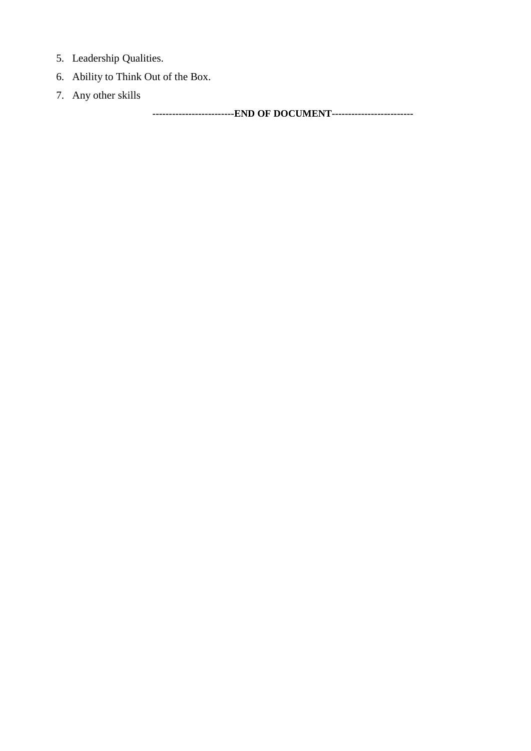5. Leadership Qualities.
6. Ability to Think Out of the Box.
7. Any other skills

**------------------------END OF DOCUMENT------------------------**